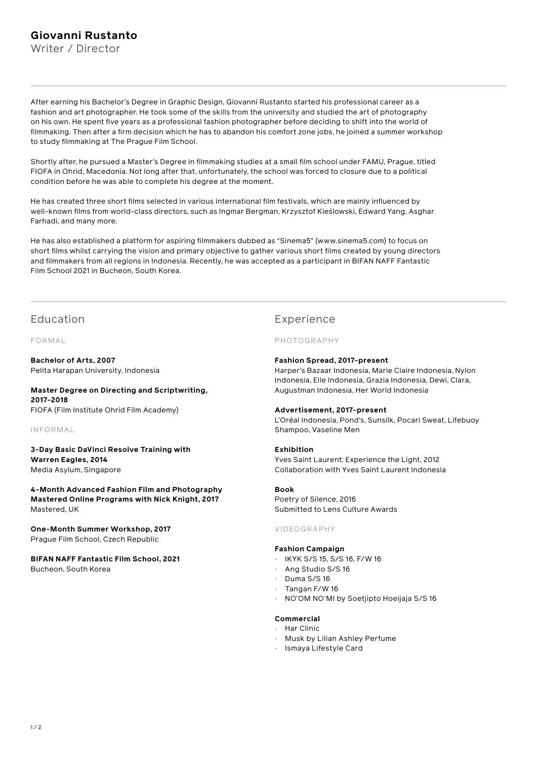# Giovanni Rustanto

Writer / Director

---

After earning his Bachelor's Degree in Graphic Design, Giovanni Rustanto started his professional career as a fashion and art photographer. He took some of the skills from the university and studied the art of photography on his own. He spent five years as a professional fashion photographer before deciding to shift into the world of filmmaking. Then after a firm decision which he has to abandon his comfort zone jobs, he joined a summer workshop to study filmmaking at The Prague Film School.

Shortly after, he pursued a Master's Degree in filmmaking studies at a small film school under FAMU, Prague, titled FIOFA in Ohrid, Macedonia. Not long after that, unfortunately, the school was forced to closure due to a political condition before he was able to complete his degree at the moment.

He has created three short films selected in various international film festivals, which are mainly influenced by well-known films from world-class directors, such as Ingmar Bergman, Krzysztof Kieślowski, Edward Yang, Asghar Farhadi, and many more.

He has also established a platform for aspiring filmmakers dubbed as "Sinema5" (www.sinema5.com) to focus on short films whilst carrying the vision and primary objective to gather various short films created by young directors and filmmakers from all regions in Indonesia. Recently, he was accepted as a participant in BIFAN NAFF Fantastic Film School 2021 in Bucheon, South Korea.

---

## Education

### FORMAL

**Bachelor of Arts, 2007**
Pelita Harapan University, Indonesia

**Master Degree on Directing and Scriptwriting, 2017-2018**
FIOFA (Film Institute Ohrid Film Academy)

### INFORMAL

**3-Day Basic DaVinci Resolve Training with Warren Eagles, 2014**
Media Asylum, Singapore

**4-Month Advanced Fashion Film and Photography Mastered Online Programs with Nick Knight, 2017**
Mastered, UK

**One-Month Summer Workshop, 2017**
Prague Film School, Czech Republic

**BIFAN NAFF Fantastic Film School, 2021**
Bucheon, South Korea

## Experience

### PHOTOGRAPHY

**Fashion Spread, 2017-present**
Harper's Bazaar Indonesia, Marie Claire Indonesia, Nylon Indonesia, Elle Indonesia, Grazia Indonesia, Dewi, Clara, Augustman Indonesia, Her World Indonesia

**Advertisement, 2017-present**
L'Oréal Indonesia, Pond's, Sunsilk, Pocari Sweat, Lifebuoy Shampoo, Vaseline Men

**Exhibition**
Yves Saint Laurent: Experience the Light, 2012
Collaboration with Yves Saint Laurent Indonesia

**Book**
Poetry of Silence, 2016
Submitted to Lens Culture Awards

### VIDEOGRAPHY

**Fashion Campaign**
- IKYK S/S 15, S/S 16, F/W 16
- Ang Studio S/S 16
- Duma S/S 16
- Tangan F/W 16
- NO'OM NO'MI by Soetjipto Hoeijaja S/S 16

**Commercial**
- Har Clinic
- Musk by Lilian Ashley Perfume
- Ismaya Lifestyle Card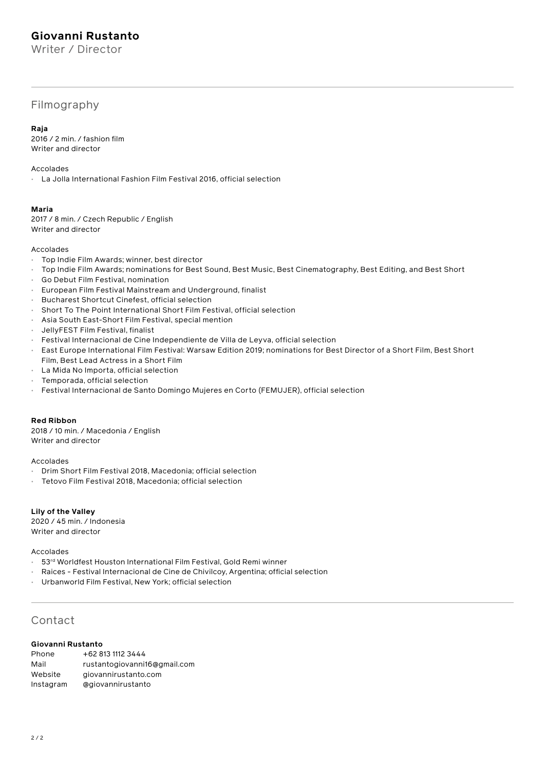# Giovanni Rustanto

Writer / Director

## Filmography

**Raja**
2016 / 2 min. / fashion film
Writer and director

Accolades

- La Jolla International Fashion Film Festival 2016, official selection

**Maria**
2017 / 8 min. / Czech Republic / English
Writer and director

Accolades

- Top Indie Film Awards; winner, best director
- Top Indie Film Awards; nominations for Best Sound, Best Music, Best Cinematography, Best Editing, and Best Short
- Go Debut Film Festival, nomination
- European Film Festival Mainstream and Underground, finalist
- Bucharest Shortcut Cinefest, official selection
- Short To The Point International Short Film Festival, official selection
- Asia South East-Short Film Festival, special mention
- JellyFEST Film Festival, finalist
- Festival Internacional de Cine Independiente de Villa de Leyva, official selection
- East Europe International Film Festival: Warsaw Edition 2019; nominations for Best Director of a Short Film, Best Short Film, Best Lead Actress in a Short Film
- La Mida No Importa, official selection
- Temporada, official selection
- Festival Internacional de Santo Domingo Mujeres en Corto (FEMUJER), official selection

**Red Ribbon**
2018 / 10 min. / Macedonia / English
Writer and director

Accolades

- Drim Short Film Festival 2018, Macedonia; official selection
- Tetovo Film Festival 2018, Macedonia; official selection

**Lily of the Valley**
2020 / 45 min. / Indonesia
Writer and director

Accolades

- 53rd Worldfest Houston International Film Festival, Gold Remi winner
- Raices - Festival Internacional de Cine de Chivilcoy, Argentina; official selection
- Urbanworld Film Festival, New York; official selection

## Contact

**Giovanni Rustanto**

| | |
|---|---|
| Phone | +62 813 1112 3444 |
| Mail | rustantogiovanni16@gmail.com |
| Website | giovannirustanto.com |
| Instagram | @giovannirustanto |